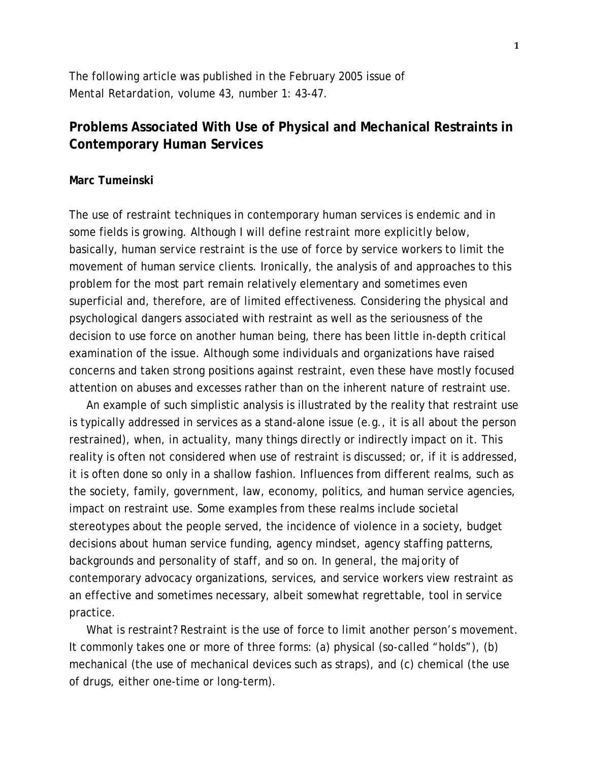The following article was published in the February 2005 issue of *Mental Retardation*, volume 43, number 1: 43-47.

## Problems Associated With Use of Physical and Mechanical Restraints in Contemporary Human Services

**Marc Tumeinski**

The use of restraint techniques in contemporary human services is endemic and in some fields is growing. Although I will define restraint more explicitly below, basically, human service restraint is the use of force by service workers to limit the movement of human service clients. Ironically, the analysis of and approaches to this problem for the most part remain relatively elementary and sometimes even superficial and, therefore, are of limited effectiveness. Considering the physical and psychological dangers associated with restraint as well as the seriousness of the decision to use force on another human being, there has been little in-depth critical examination of the issue. Although some individuals and organizations have raised concerns and taken strong positions against restraint, even these have mostly focused attention on abuses and excesses rather than on the inherent nature of restraint use.

An example of such simplistic analysis is illustrated by the reality that restraint use is typically addressed in services as a stand-alone issue (e.g., it is all about the person restrained), when, in actuality, many things directly or indirectly impact on it. This reality is often not considered when use of restraint is discussed; or, if it is addressed, it is often done so only in a shallow fashion. Influences from different realms, such as the society, family, government, law, economy, politics, and human service agencies, impact on restraint use. Some examples from these realms include societal stereotypes about the people served, the incidence of violence in a society, budget decisions about human service funding, agency mindset, agency staffing patterns, backgrounds and personality of staff, and so on. In general, the majority of contemporary advocacy organizations, services, and service workers view restraint as an effective and sometimes necessary, albeit somewhat regrettable, tool in service practice.

What is restraint? Restraint is the use of force to limit another person's movement. It commonly takes one or more of three forms: (a) physical (so-called "holds"), (b) mechanical (the use of mechanical devices such as straps), and (c) chemical (the use of drugs, either one-time or long-term).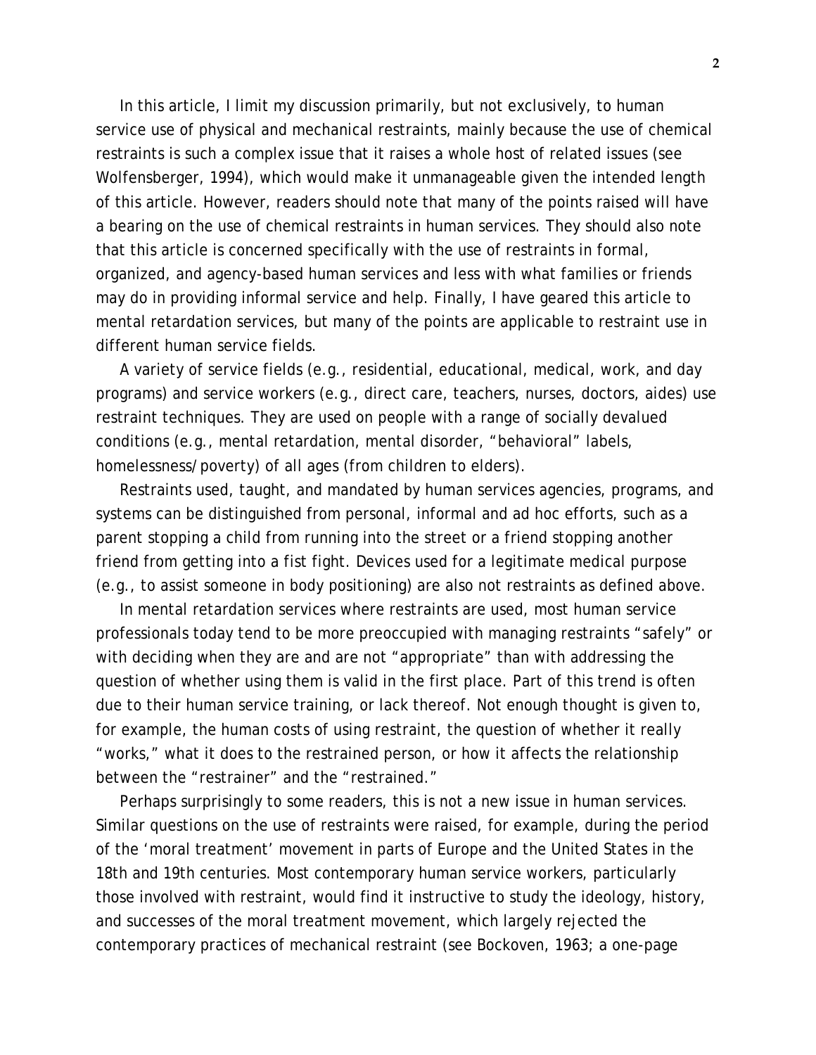In this article, I limit my discussion primarily, but not exclusively, to human service use of physical and mechanical restraints, mainly because the use of chemical restraints is such a complex issue that it raises a whole host of related issues (see Wolfensberger, 1994), which would make it unmanageable given the intended length of this article. However, readers should note that many of the points raised will have a bearing on the use of chemical restraints in human services. They should also note that this article is concerned specifically with the use of restraints in formal, organized, and agency-based human services and less with what families or friends may do in providing informal service and help. Finally, I have geared this article to mental retardation services, but many of the points are applicable to restraint use in different human service fields.

A variety of service fields (e.g., residential, educational, medical, work, and day programs) and service workers (e.g., direct care, teachers, nurses, doctors, aides) use restraint techniques. They are used on people with a range of socially devalued conditions (e.g., mental retardation, mental disorder, "behavioral" labels, homelessness/poverty) of all ages (from children to elders).

Restraints used, taught, and mandated by human services agencies, programs, and systems can be distinguished from personal, informal and ad hoc efforts, such as a parent stopping a child from running into the street or a friend stopping another friend from getting into a fist fight. Devices used for a legitimate medical purpose (e.g., to assist someone in body positioning) are also not restraints as defined above.

In mental retardation services where restraints are used, most human service professionals today tend to be more preoccupied with managing restraints "safely" or with deciding when they are and are not "appropriate" than with addressing the question of whether using them is valid in the first place. Part of this trend is often due to their human service training, or lack thereof. Not enough thought is given to, for example, the human costs of using restraint, the question of whether it really "works," what it does to the restrained person, or how it affects the relationship between the "restrainer" and the "restrained."

Perhaps surprisingly to some readers, this is not a new issue in human services. Similar questions on the use of restraints were raised, for example, during the period of the 'moral treatment' movement in parts of Europe and the United States in the 18th and 19th centuries. Most contemporary human service workers, particularly those involved with restraint, would find it instructive to study the ideology, history, and successes of the moral treatment movement, which largely rejected the contemporary practices of mechanical restraint (see Bockoven, 1963; a one-page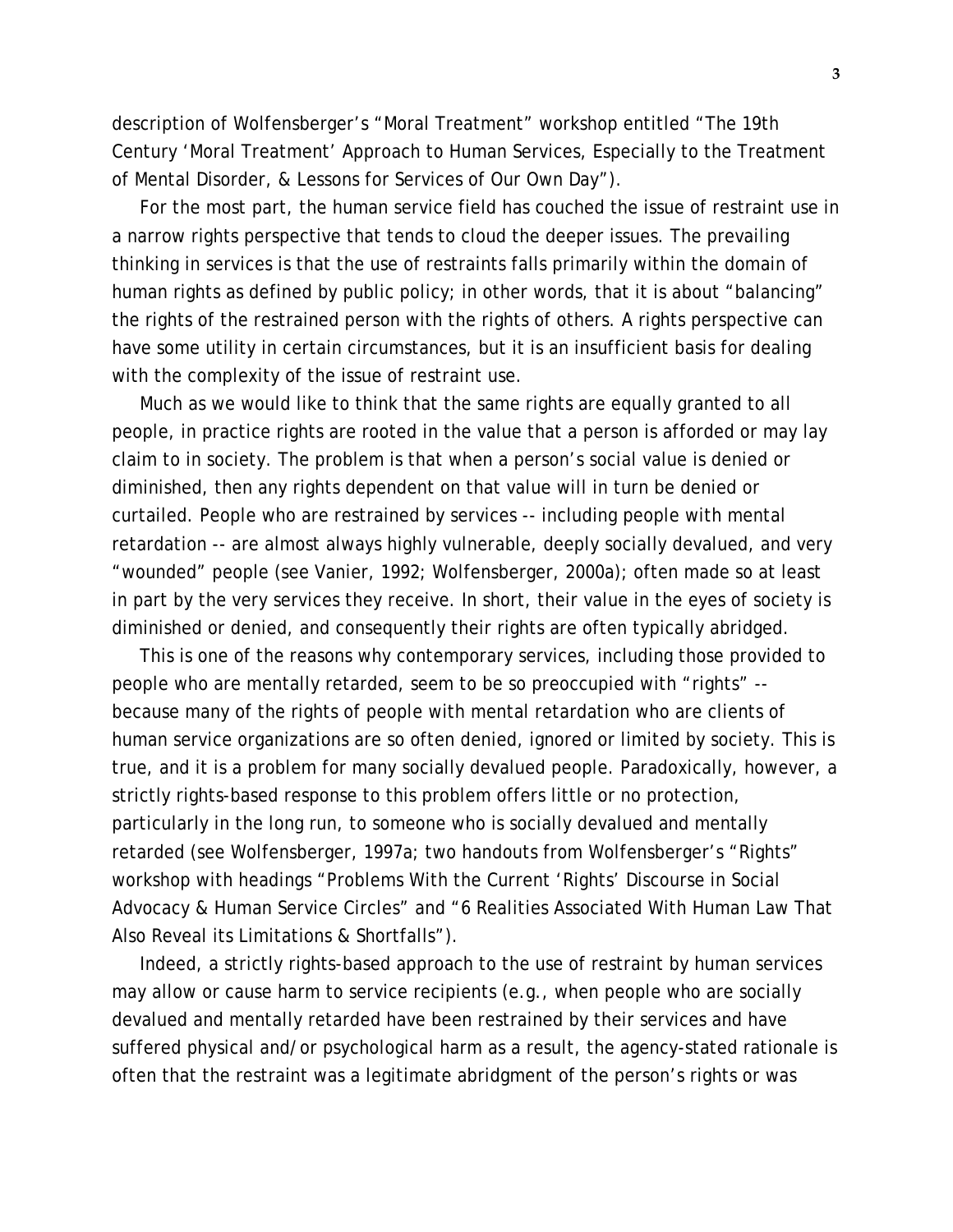description of Wolfensberger's "Moral Treatment" workshop entitled "The 19th Century 'Moral Treatment' Approach to Human Services, Especially to the Treatment of Mental Disorder, & Lessons for Services of Our Own Day").

For the most part, the human service field has couched the issue of restraint use in a narrow rights perspective that tends to cloud the deeper issues. The prevailing thinking in services is that the use of restraints falls primarily within the domain of human rights as defined by public policy; in other words, that it is about "balancing" the rights of the restrained person with the rights of others. A rights perspective can have some utility in certain circumstances, but it is an insufficient basis for dealing with the complexity of the issue of restraint use.

Much as we would like to think that the same rights are equally granted to all people, in practice rights are rooted in the value that a person is afforded or may lay claim to in society. The problem is that when a person's social value is denied or diminished, then any rights dependent on that value will in turn be denied or curtailed. People who are restrained by services -- including people with mental retardation -- are almost always highly vulnerable, deeply socially devalued, and very "wounded" people (see Vanier, 1992; Wolfensberger, 2000a); often made so at least in part by the very services they receive. In short, their value in the eyes of society is diminished or denied, and consequently their rights are often typically abridged.

This is one of the reasons why contemporary services, including those provided to people who are mentally retarded, seem to be so preoccupied with "rights" -- because many of the rights of people with mental retardation who are clients of human service organizations are so often denied, ignored or limited by society. This is true, and it is a problem for many socially devalued people. Paradoxically, however, a strictly rights-based response to this problem offers little or no protection, particularly in the long run, to someone who is socially devalued and mentally retarded (see Wolfensberger, 1997a; two handouts from Wolfensberger's "Rights" workshop with headings "Problems With the Current 'Rights' Discourse in Social Advocacy & Human Service Circles" and "6 Realities Associated With Human Law That Also Reveal its Limitations & Shortfalls").

Indeed, a strictly rights-based approach to the use of restraint by human services may allow or cause harm to service recipients (e.g., when people who are socially devalued and mentally retarded have been restrained by their services and have suffered physical and/or psychological harm as a result, the agency-stated rationale is often that the restraint was a legitimate abridgment of the person's rights or was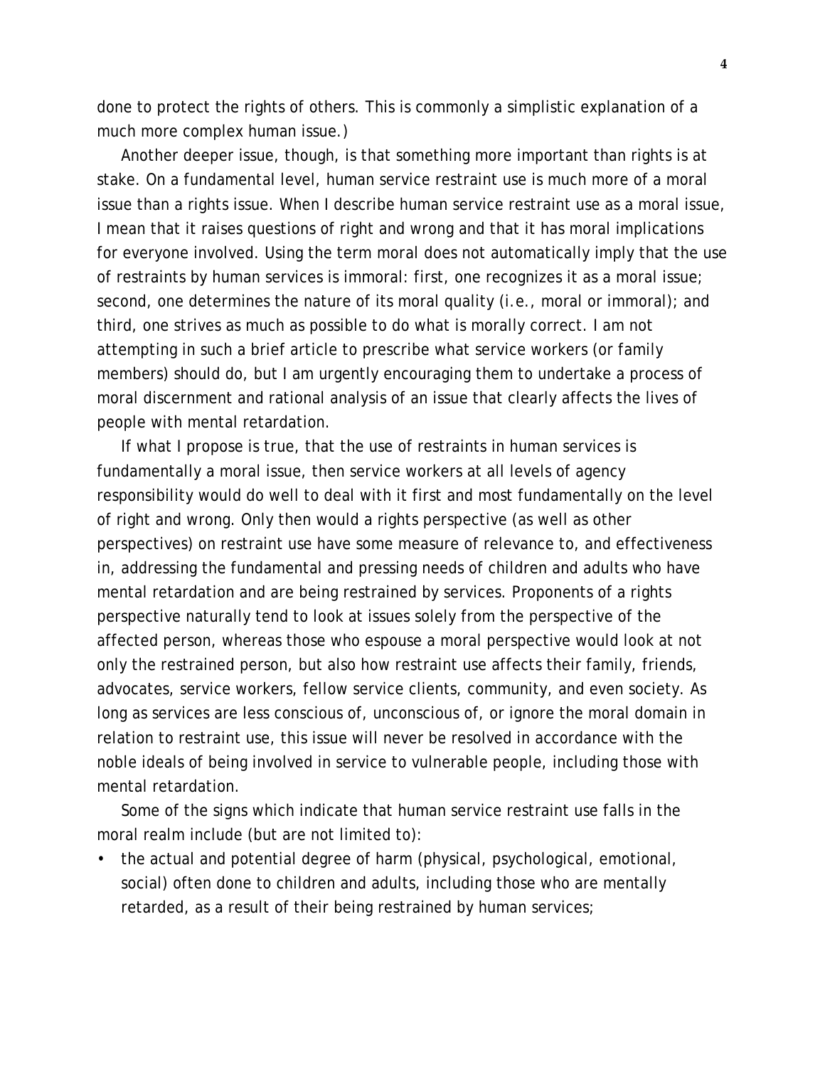done to protect the rights of others. This is commonly a simplistic explanation of a much more complex human issue.)

Another deeper issue, though, is that something more important than rights is at stake. On a fundamental level, human service restraint use is much more of a moral issue than a rights issue. When I describe human service restraint use as a moral issue, I mean that it raises questions of right and wrong and that it has moral implications for everyone involved. Using the term moral does not automatically imply that the use of restraints by human services is immoral: first, one recognizes it as a moral issue; second, one determines the nature of its moral quality (i.e., moral or immoral); and third, one strives as much as possible to do what is morally correct. I am not attempting in such a brief article to prescribe what service workers (or family members) should do, but I am urgently encouraging them to undertake a process of moral discernment and rational analysis of an issue that clearly affects the lives of people with mental retardation.

If what I propose is true, that the use of restraints in human services is fundamentally a moral issue, then service workers at all levels of agency responsibility would do well to deal with it first and most fundamentally on the level of right and wrong. Only then would a rights perspective (as well as other perspectives) on restraint use have some measure of relevance to, and effectiveness in, addressing the fundamental and pressing needs of children and adults who have mental retardation and are being restrained by services. Proponents of a rights perspective naturally tend to look at issues solely from the perspective of the affected person, whereas those who espouse a moral perspective would look at not only the restrained person, but also how restraint use affects their family, friends, advocates, service workers, fellow service clients, community, and even society. As long as services are less conscious of, unconscious of, or ignore the moral domain in relation to restraint use, this issue will never be resolved in accordance with the noble ideals of being involved in service to vulnerable people, including those with mental retardation.

Some of the signs which indicate that human service restraint use falls in the moral realm include (but are not limited to):

- the actual and potential degree of harm (physical, psychological, emotional, social) often done to children and adults, including those who are mentally retarded, as a result of their being restrained by human services;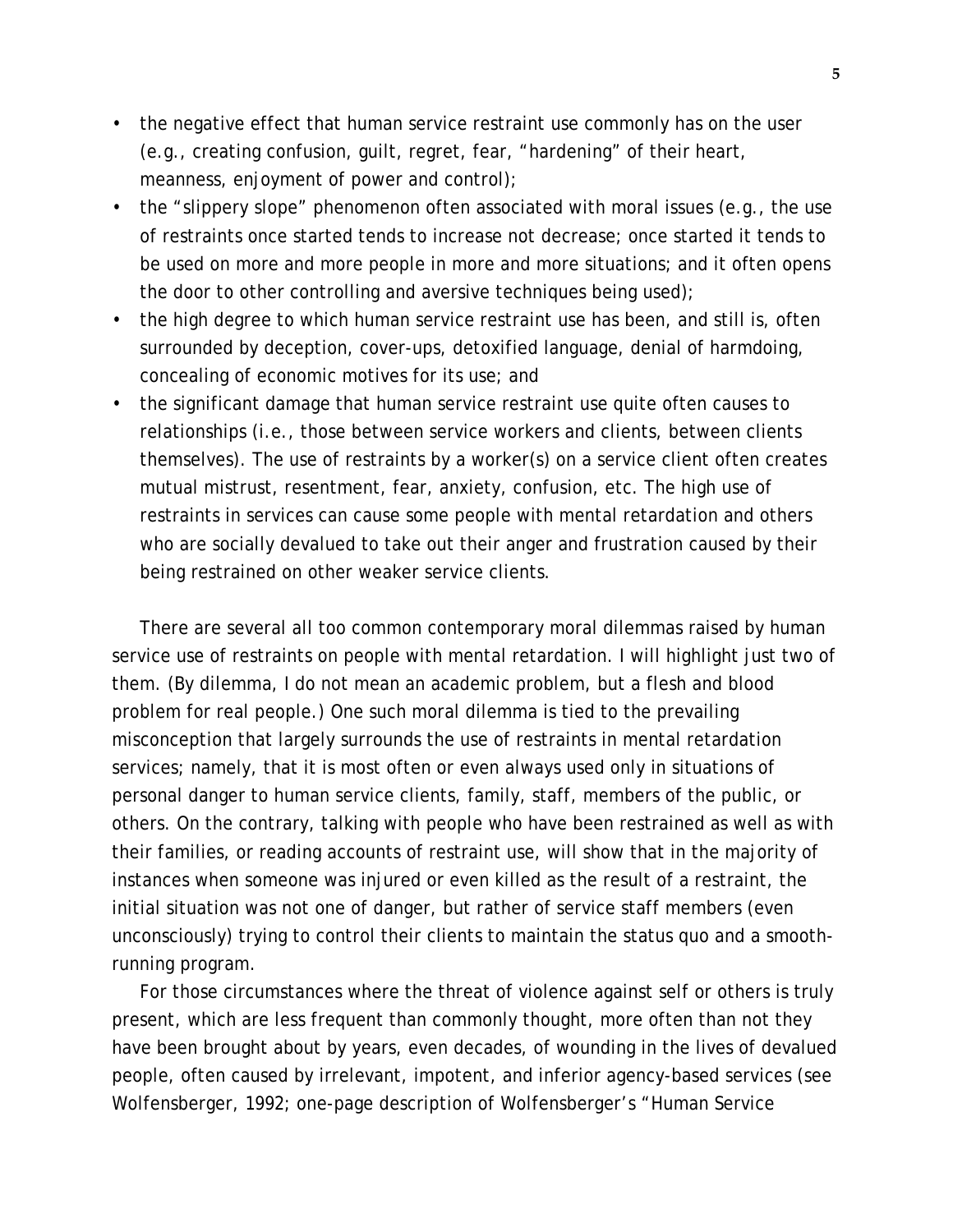- the negative effect that human service restraint use commonly has on the user (e.g., creating confusion, guilt, regret, fear, "hardening" of their heart, meanness, enjoyment of power and control);
- the "slippery slope" phenomenon often associated with moral issues (e.g., the use of restraints once started tends to increase not decrease; once started it tends to be used on more and more people in more and more situations; and it often opens the door to other controlling and aversive techniques being used);
- the high degree to which human service restraint use has been, and still is, often surrounded by deception, cover-ups, detoxified language, denial of harmdoing, concealing of economic motives for its use; and
- the significant damage that human service restraint use quite often causes to relationships (i.e., those between service workers and clients, between clients themselves). The use of restraints by a worker(s) on a service client often creates mutual mistrust, resentment, fear, anxiety, confusion, etc. The high use of restraints in services can cause some people with mental retardation and others who are socially devalued to take out their anger and frustration caused by their being restrained on other weaker service clients.

There are several all too common contemporary moral dilemmas raised by human service use of restraints on people with mental retardation. I will highlight just two of them. (By dilemma, I do not mean an academic problem, but a flesh and blood problem for real people.) One such moral dilemma is tied to the prevailing misconception that largely surrounds the use of restraints in mental retardation services; namely, that it is most often or even always used only in situations of personal danger to human service clients, family, staff, members of the public, or others. On the contrary, talking with people who have been restrained as well as with their families, or reading accounts of restraint use, will show that in the majority of instances when someone was injured or even killed as the result of a restraint, the initial situation was not one of danger, but rather of service staff members (even unconsciously) trying to control their clients to maintain the status quo and a smooth-running program.

For those circumstances where the threat of violence against self or others is truly present, which are less frequent than commonly thought, more often than not they have been brought about by years, even decades, of wounding in the lives of devalued people, often caused by irrelevant, impotent, and inferior agency-based services (see Wolfensberger, 1992; one-page description of Wolfensberger's "Human Service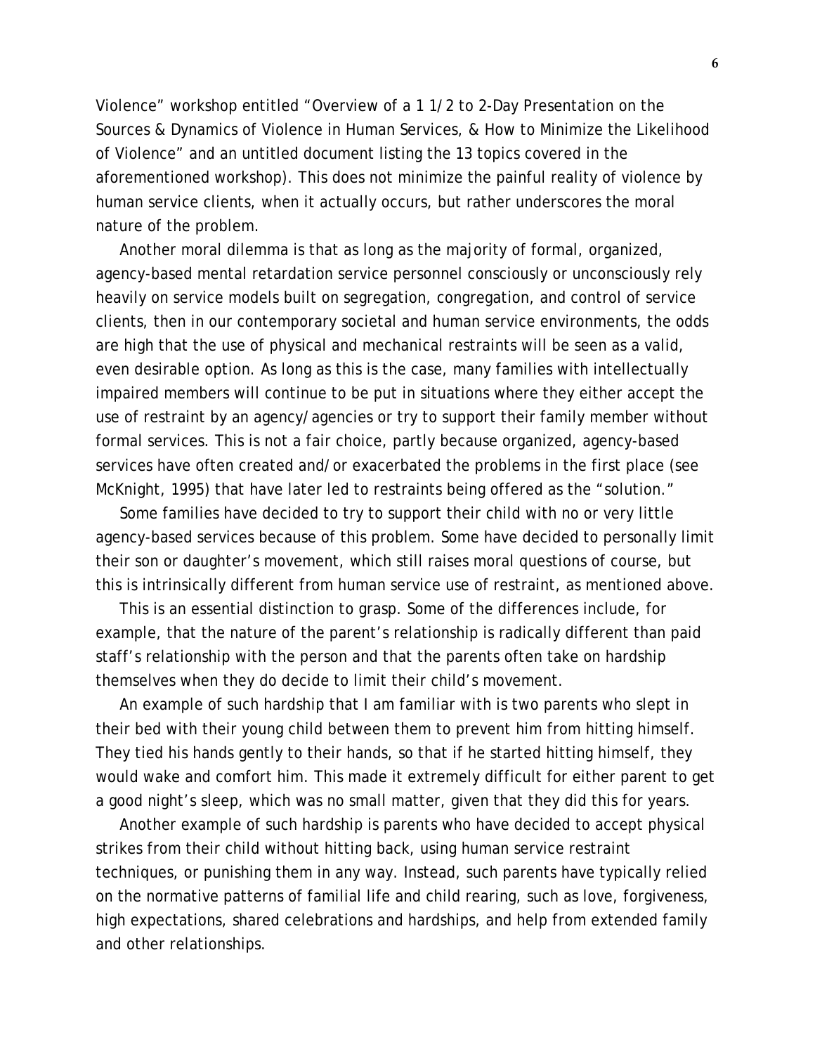Violence" workshop entitled "Overview of a 1 1/2 to 2-Day Presentation on the Sources & Dynamics of Violence in Human Services, & How to Minimize the Likelihood of Violence" and an untitled document listing the 13 topics covered in the aforementioned workshop). This does not minimize the painful reality of violence by human service clients, when it actually occurs, but rather underscores the moral nature of the problem.

Another moral dilemma is that as long as the majority of formal, organized, agency-based mental retardation service personnel consciously or unconsciously rely heavily on service models built on segregation, congregation, and control of service clients, then in our contemporary societal and human service environments, the odds are high that the use of physical and mechanical restraints will be seen as a valid, even desirable option. As long as this is the case, many families with intellectually impaired members will continue to be put in situations where they either accept the use of restraint by an agency/agencies or try to support their family member without formal services. This is not a fair choice, partly because organized, agency-based services have often created and/or exacerbated the problems in the first place (see McKnight, 1995) that have later led to restraints being offered as the "solution."

Some families have decided to try to support their child with no or very little agency-based services because of this problem. Some have decided to personally limit their son or daughter's movement, which still raises moral questions of course, but this is intrinsically different from human service use of restraint, as mentioned above.

This is an essential distinction to grasp. Some of the differences include, for example, that the nature of the parent's relationship is radically different than paid staff's relationship with the person and that the parents often take on hardship themselves when they do decide to limit their child's movement.

An example of such hardship that I am familiar with is two parents who slept in their bed with their young child between them to prevent him from hitting himself. They tied his hands gently to their hands, so that if he started hitting himself, they would wake and comfort him. This made it extremely difficult for either parent to get a good night's sleep, which was no small matter, given that they did this for years.

Another example of such hardship is parents who have decided to accept physical strikes from their child without hitting back, using human service restraint techniques, or punishing them in any way. Instead, such parents have typically relied on the normative patterns of familial life and child rearing, such as love, forgiveness, high expectations, shared celebrations and hardships, and help from extended family and other relationships.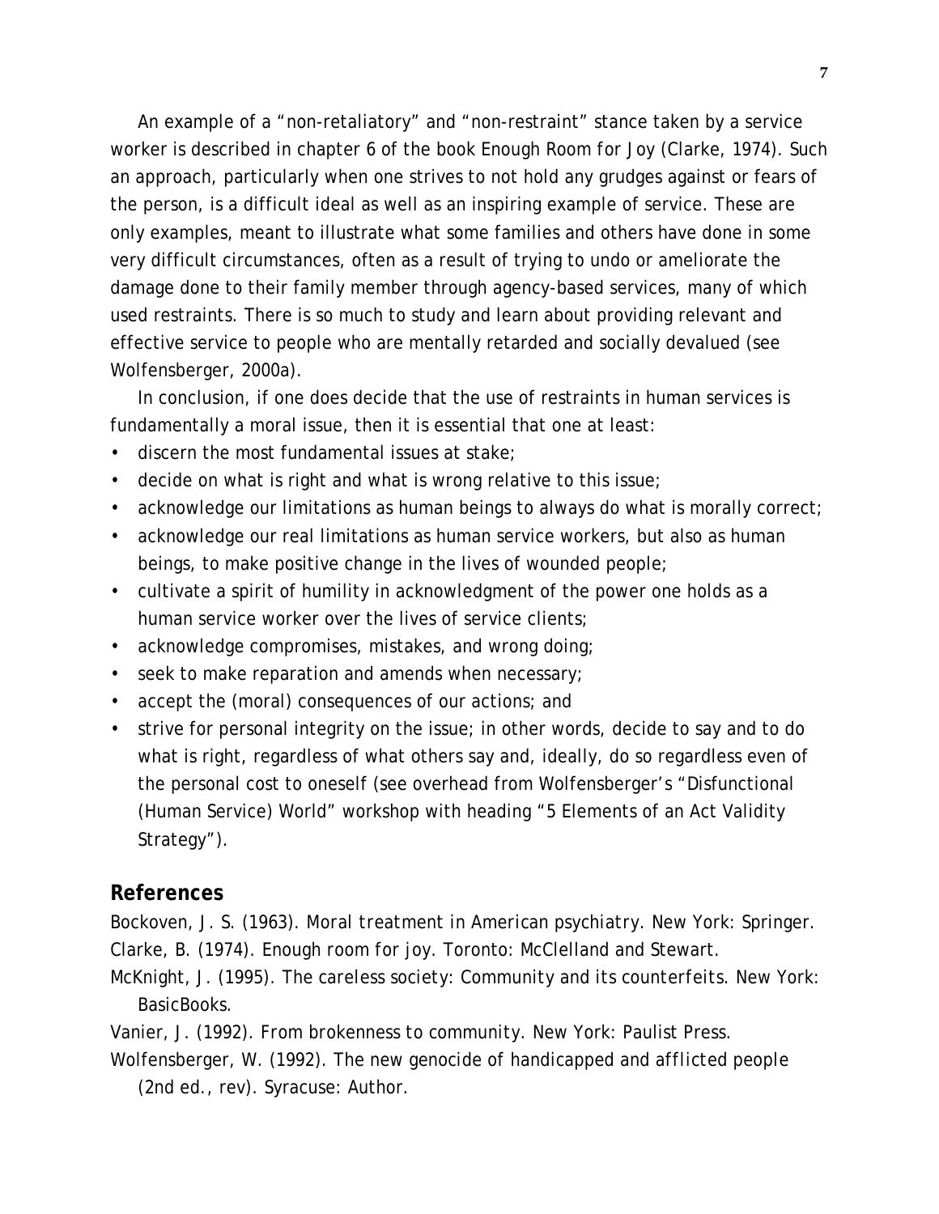An example of a "non-retaliatory" and "non-restraint" stance taken by a service worker is described in chapter 6 of the book Enough Room for Joy (Clarke, 1974). Such an approach, particularly when one strives to not hold any grudges against or fears of the person, is a difficult ideal as well as an inspiring example of service. These are only examples, meant to illustrate what some families and others have done in some very difficult circumstances, often as a result of trying to undo or ameliorate the damage done to their family member through agency-based services, many of which used restraints. There is so much to study and learn about providing relevant and effective service to people who are mentally retarded and socially devalued (see Wolfensberger, 2000a).

In conclusion, if one does decide that the use of restraints in human services is fundamentally a moral issue, then it is essential that one at least:

- discern the most fundamental issues at stake;
- decide on what is right and what is wrong relative to this issue;
- acknowledge our limitations as human beings to always do what is morally correct;
- acknowledge our real limitations as human service workers, but also as human beings, to make positive change in the lives of wounded people;
- cultivate a spirit of humility in acknowledgment of the power one holds as a human service worker over the lives of service clients;
- acknowledge compromises, mistakes, and wrong doing;
- seek to make reparation and amends when necessary;
- accept the (moral) consequences of our actions; and
- strive for personal integrity on the issue; in other words, decide to say and to do what is right, regardless of what others say and, ideally, do so regardless even of the personal cost to oneself (see overhead from Wolfensberger's "Disfunctional (Human Service) World" workshop with heading "5 Elements of an Act Validity Strategy").

## References

Bockoven, J. S. (1963). *Moral treatment in American psychiatry*. New York: Springer.

Clarke, B. (1974). *Enough room for joy*. Toronto: McClelland and Stewart.

McKnight, J. (1995). *The careless society: Community and its counterfeits*. New York: BasicBooks.

Vanier, J. (1992). *From brokenness to community*. New York: Paulist Press.

Wolfensberger, W. (1992). *The new genocide of handicapped and afflicted people* (2nd ed., rev). Syracuse: Author.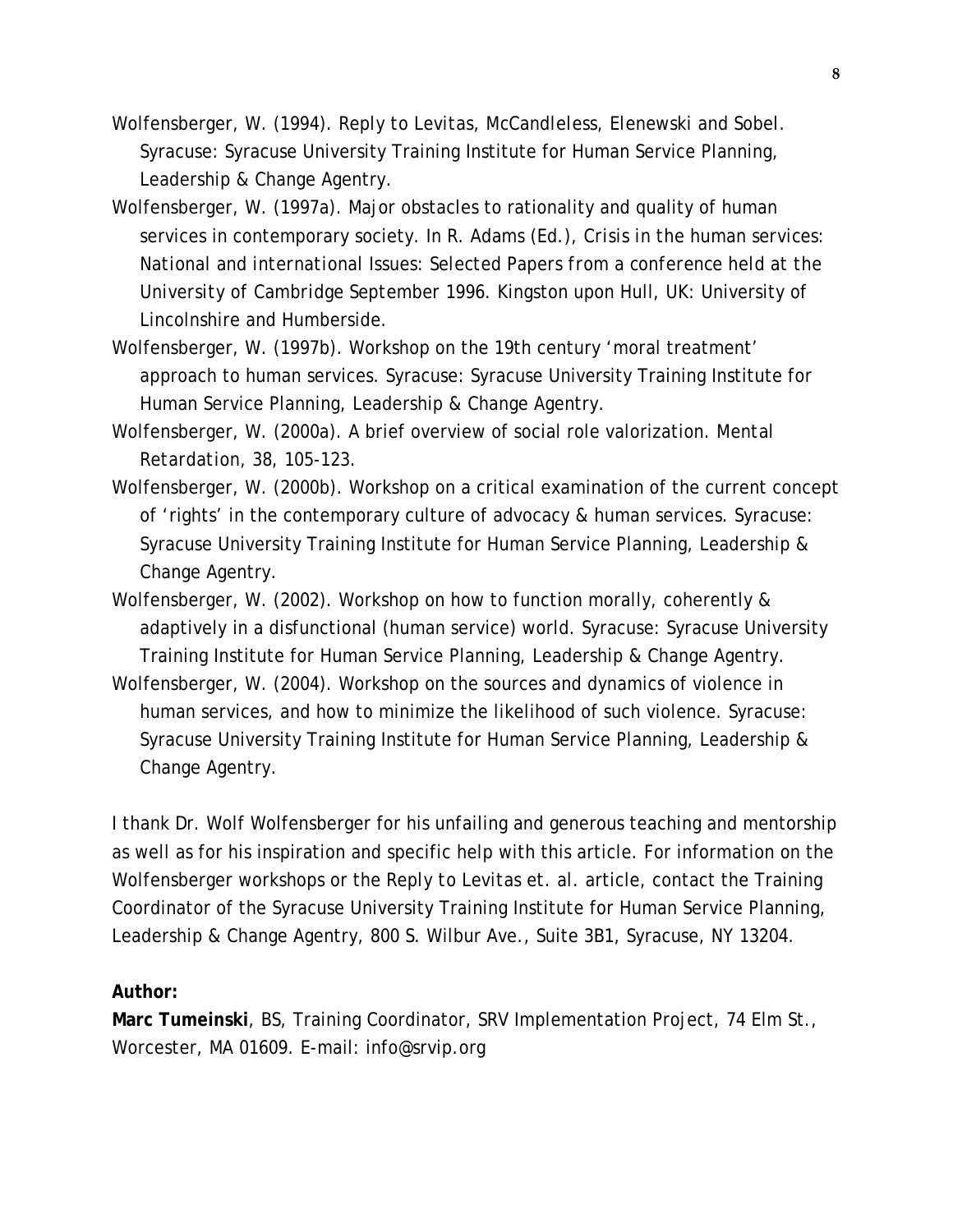Wolfensberger, W. (1994). *Reply to Levitas, McCandleless, Elenewski and Sobel*. Syracuse: Syracuse University Training Institute for Human Service Planning, Leadership & Change Agentry.

Wolfensberger, W. (1997a). Major obstacles to rationality and quality of human services in contemporary society. In R. Adams (Ed.), *Crisis in the human services: National and international Issues: Selected Papers from a conference held at the University of Cambridge September 1996*. Kingston upon Hull, UK: University of Lincolnshire and Humberside.

Wolfensberger, W. (1997b). Workshop on the 19th century 'moral treatment' approach to human services. Syracuse: Syracuse University Training Institute for Human Service Planning, Leadership & Change Agentry.

Wolfensberger, W. (2000a). A brief overview of social role valorization. *Mental Retardation, 38*, 105-123.

Wolfensberger, W. (2000b). Workshop on a critical examination of the current concept of 'rights' in the contemporary culture of advocacy & human services. Syracuse: Syracuse University Training Institute for Human Service Planning, Leadership & Change Agentry.

Wolfensberger, W. (2002). Workshop on how to function morally, coherently & adaptively in a disfunctional (human service) world. Syracuse: Syracuse University Training Institute for Human Service Planning, Leadership & Change Agentry.

Wolfensberger, W. (2004). Workshop on the sources and dynamics of violence in human services, and how to minimize the likelihood of such violence. Syracuse: Syracuse University Training Institute for Human Service Planning, Leadership & Change Agentry.

I thank Dr. Wolf Wolfensberger for his unfailing and generous teaching and mentorship as well as for his inspiration and specific help with this article. For information on the Wolfensberger workshops or the *Reply to Levitas et. al.* article, contact the Training Coordinator of the Syracuse University Training Institute for Human Service Planning, Leadership & Change Agentry, 800 S. Wilbur Ave., Suite 3B1, Syracuse, NY 13204.

**Author:**

**Marc Tumeinski**, BS, Training Coordinator, SRV Implementation Project, 74 Elm St., Worcester, MA 01609. E-mail: info@srvip.org